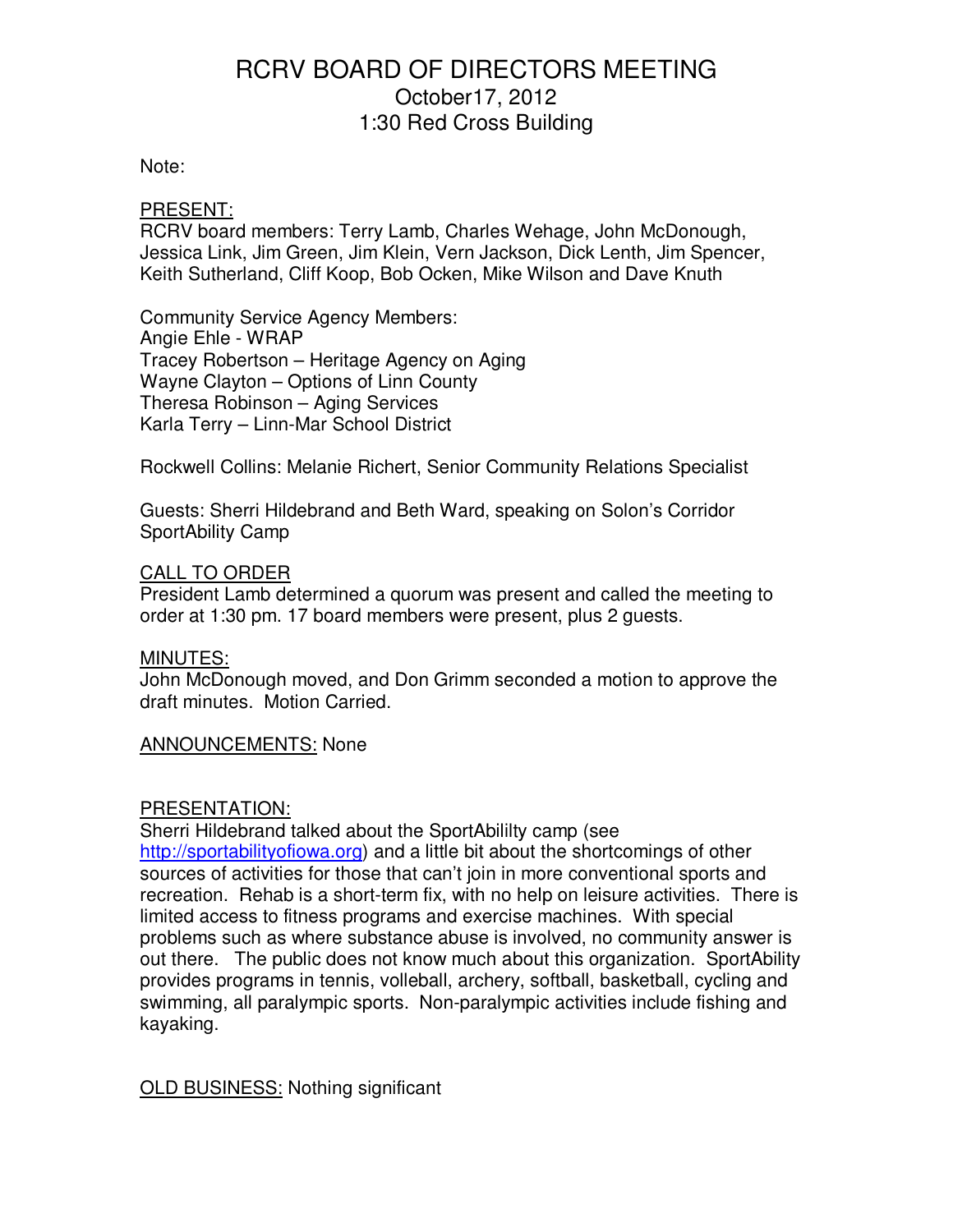# RCRV BOARD OF DIRECTORS MEETING

October17, 2012

1:30 Red Cross Building

Note:

PRESENT:

RCRV board members: Terry Lamb, Charles Wehage, John McDonough, Jessica Link, Jim Green, Jim Klein, Vern Jackson, Dick Lenth, Jim Spencer, Keith Sutherland, Cliff Koop, Bob Ocken, Mike Wilson and Dave Knuth

Community Service Agency Members:
Angie Ehle - WRAP
Tracey Robertson – Heritage Agency on Aging
Wayne Clayton – Options of Linn County
Theresa Robinson – Aging Services
Karla Terry – Linn-Mar School District

Rockwell Collins: Melanie Richert, Senior Community Relations Specialist

Guests: Sherri Hildebrand and Beth Ward, speaking on Solon's Corridor SportAbility Camp

CALL TO ORDER

President Lamb determined a quorum was present and called the meeting to order at 1:30 pm. 17 board members were present, plus 2 guests.

MINUTES:

John McDonough moved, and Don Grimm seconded a motion to approve the draft minutes. Motion Carried.

ANNOUNCEMENTS: None

PRESENTATION:

Sherri Hildebrand talked about the SportAbililty camp (see http://sportabilityofiowa.org) and a little bit about the shortcomings of other sources of activities for those that can't join in more conventional sports and recreation. Rehab is a short-term fix, with no help on leisure activities. There is limited access to fitness programs and exercise machines. With special problems such as where substance abuse is involved, no community answer is out there. The public does not know much about this organization. SportAbility provides programs in tennis, volleball, archery, softball, basketball, cycling and swimming, all paralympic sports. Non-paralympic activities include fishing and kayaking.

OLD BUSINESS: Nothing significant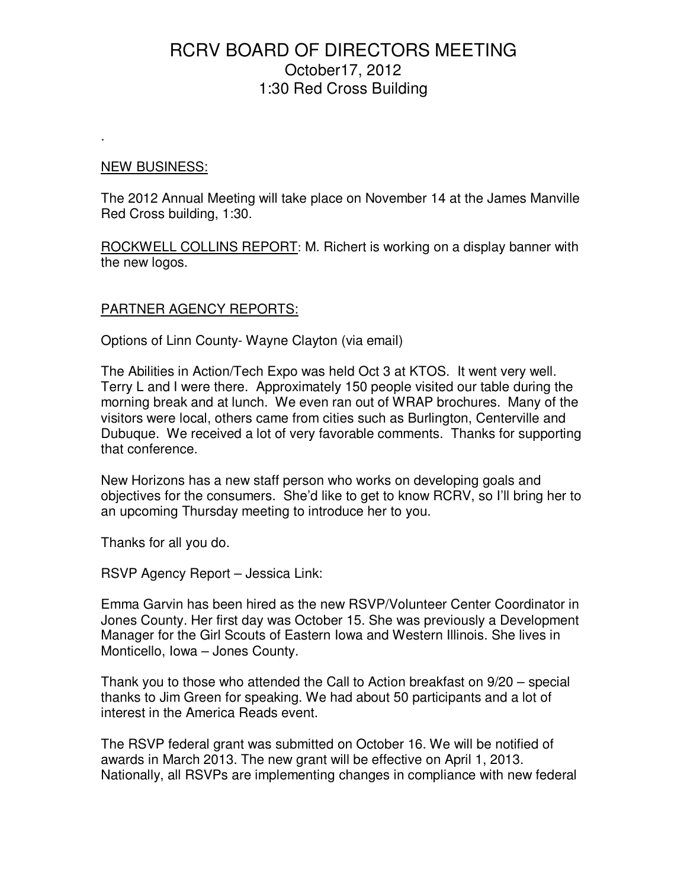# RCRV BOARD OF DIRECTORS MEETING

October17, 2012

1:30 Red Cross Building

.

NEW BUSINESS:

The 2012 Annual Meeting will take place on November 14 at the James Manville Red Cross building, 1:30.

ROCKWELL COLLINS REPORT: M. Richert is working on a display banner with the new logos.

PARTNER AGENCY REPORTS:

Options of Linn County- Wayne Clayton (via email)

The Abilities in Action/Tech Expo was held Oct 3 at KTOS. It went very well. Terry L and I were there. Approximately 150 people visited our table during the morning break and at lunch. We even ran out of WRAP brochures. Many of the visitors were local, others came from cities such as Burlington, Centerville and Dubuque. We received a lot of very favorable comments. Thanks for supporting that conference.

New Horizons has a new staff person who works on developing goals and objectives for the consumers. She'd like to get to know RCRV, so I'll bring her to an upcoming Thursday meeting to introduce her to you.

Thanks for all you do.

RSVP Agency Report – Jessica Link:

Emma Garvin has been hired as the new RSVP/Volunteer Center Coordinator in Jones County. Her first day was October 15. She was previously a Development Manager for the Girl Scouts of Eastern Iowa and Western Illinois. She lives in Monticello, Iowa – Jones County.

Thank you to those who attended the Call to Action breakfast on 9/20 – special thanks to Jim Green for speaking. We had about 50 participants and a lot of interest in the America Reads event.

The RSVP federal grant was submitted on October 16. We will be notified of awards in March 2013. The new grant will be effective on April 1, 2013. Nationally, all RSVPs are implementing changes in compliance with new federal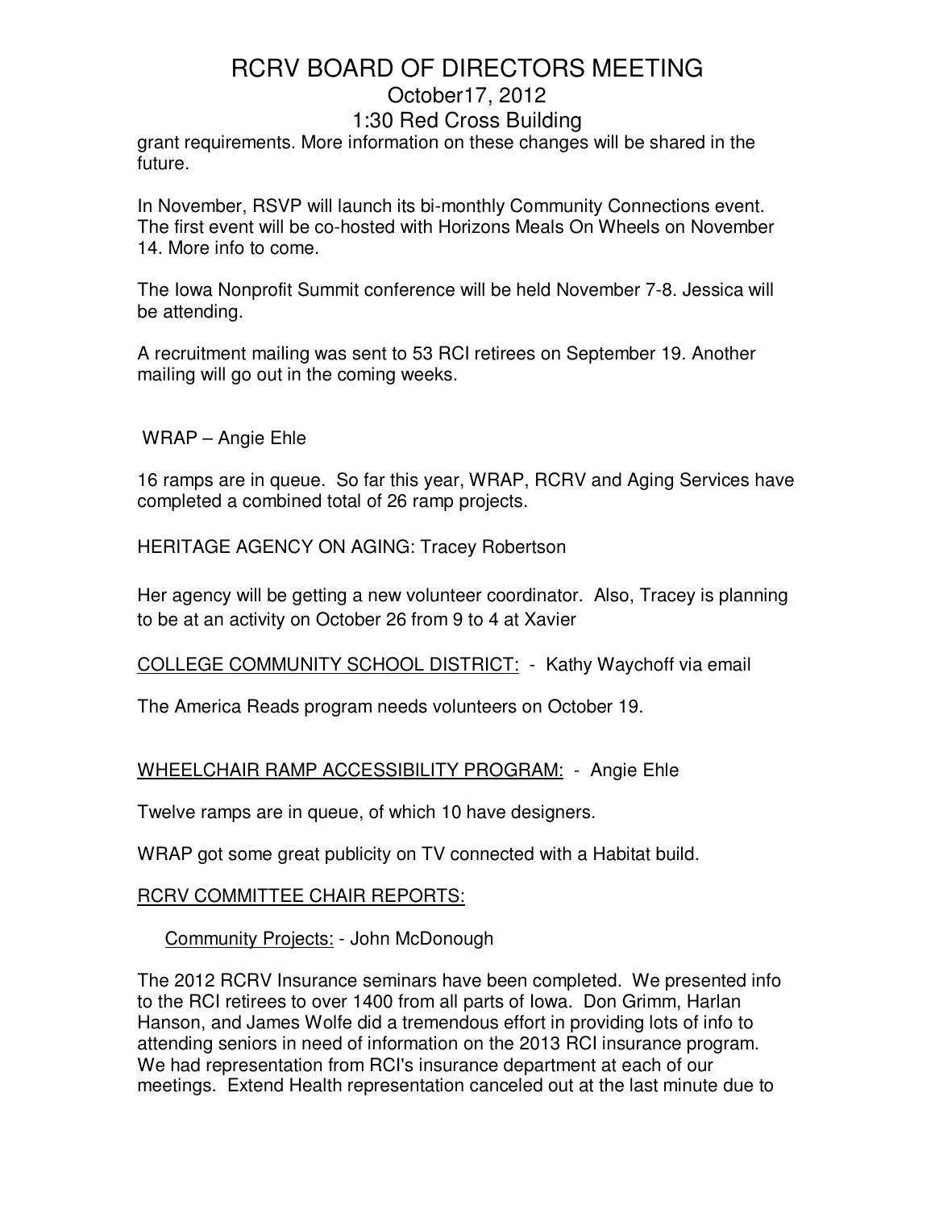grant requirements. More information on these changes will be shared in the future.

In November, RSVP will launch its bi-monthly Community Connections event. The first event will be co-hosted with Horizons Meals On Wheels on November 14. More info to come.

The Iowa Nonprofit Summit conference will be held November 7-8. Jessica will be attending.

A recruitment mailing was sent to 53 RCI retirees on September 19. Another mailing will go out in the coming weeks.

WRAP – Angie Ehle

16 ramps are in queue. So far this year, WRAP, RCRV and Aging Services have completed a combined total of 26 ramp projects.

HERITAGE AGENCY ON AGING: Tracey Robertson

Her agency will be getting a new volunteer coordinator. Also, Tracey is planning to be at an activity on October 26 from 9 to 4 at Xavier

<u>COLLEGE COMMUNITY SCHOOL DISTRICT:</u> - Kathy Waychoff via email

The America Reads program needs volunteers on October 19.

<u>WHEELCHAIR RAMP ACCESSIBILITY PROGRAM:</u> - Angie Ehle

Twelve ramps are in queue, of which 10 have designers.

WRAP got some great publicity on TV connected with a Habitat build.

<u>RCRV COMMITTEE CHAIR REPORTS:</u>

<u>Community Projects:</u> - John McDonough

The 2012 RCRV Insurance seminars have been completed. We presented info to the RCI retirees to over 1400 from all parts of Iowa. Don Grimm, Harlan Hanson, and James Wolfe did a tremendous effort in providing lots of info to attending seniors in need of information on the 2013 RCI insurance program. We had representation from RCI's insurance department at each of our meetings. Extend Health representation canceled out at the last minute due to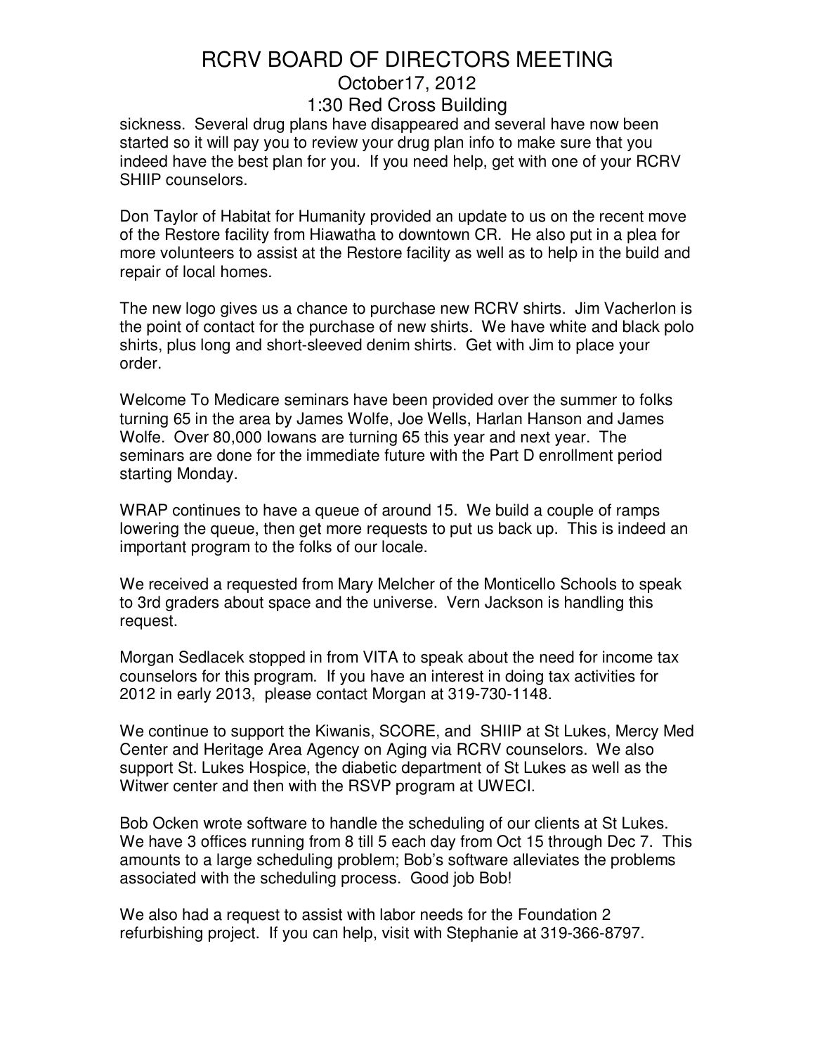sickness. Several drug plans have disappeared and several have now been started so it will pay you to review your drug plan info to make sure that you indeed have the best plan for you. If you need help, get with one of your RCRV SHIIP counselors.

Don Taylor of Habitat for Humanity provided an update to us on the recent move of the Restore facility from Hiawatha to downtown CR. He also put in a plea for more volunteers to assist at the Restore facility as well as to help in the build and repair of local homes.

The new logo gives us a chance to purchase new RCRV shirts. Jim Vacherlon is the point of contact for the purchase of new shirts. We have white and black polo shirts, plus long and short-sleeved denim shirts. Get with Jim to place your order.

Welcome To Medicare seminars have been provided over the summer to folks turning 65 in the area by James Wolfe, Joe Wells, Harlan Hanson and James Wolfe. Over 80,000 Iowans are turning 65 this year and next year. The seminars are done for the immediate future with the Part D enrollment period starting Monday.

WRAP continues to have a queue of around 15. We build a couple of ramps lowering the queue, then get more requests to put us back up. This is indeed an important program to the folks of our locale.

We received a requested from Mary Melcher of the Monticello Schools to speak to 3rd graders about space and the universe. Vern Jackson is handling this request.

Morgan Sedlacek stopped in from VITA to speak about the need for income tax counselors for this program. If you have an interest in doing tax activities for 2012 in early 2013, please contact Morgan at 319-730-1148.

We continue to support the Kiwanis, SCORE, and SHIIP at St Lukes, Mercy Med Center and Heritage Area Agency on Aging via RCRV counselors. We also support St. Lukes Hospice, the diabetic department of St Lukes as well as the Witwer center and then with the RSVP program at UWECI.

Bob Ocken wrote software to handle the scheduling of our clients at St Lukes. We have 3 offices running from 8 till 5 each day from Oct 15 through Dec 7. This amounts to a large scheduling problem; Bob's software alleviates the problems associated with the scheduling process. Good job Bob!

We also had a request to assist with labor needs for the Foundation 2 refurbishing project. If you can help, visit with Stephanie at 319-366-8797.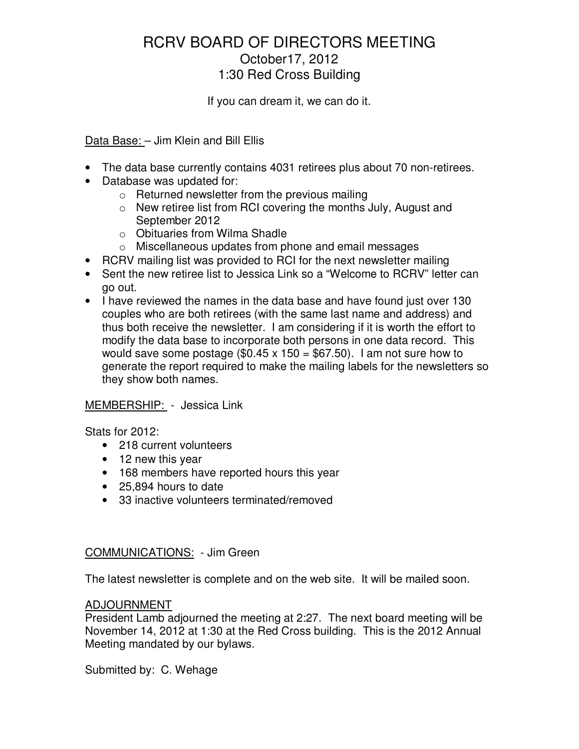# RCRV BOARD OF DIRECTORS MEETING

October17, 2012

1:30 Red Cross Building

If you can dream it, we can do it.

Data Base: – Jim Klein and Bill Ellis

- The data base currently contains 4031 retirees plus about 70 non-retirees.
- Database was updated for:
  - Returned newsletter from the previous mailing
  - New retiree list from RCI covering the months July, August and September 2012
  - Obituaries from Wilma Shadle
  - Miscellaneous updates from phone and email messages
- RCRV mailing list was provided to RCI for the next newsletter mailing
- Sent the new retiree list to Jessica Link so a "Welcome to RCRV" letter can go out.
- I have reviewed the names in the data base and have found just over 130 couples who are both retirees (with the same last name and address) and thus both receive the newsletter. I am considering if it is worth the effort to modify the data base to incorporate both persons in one data record. This would save some postage ($0.45 x 150 = $67.50). I am not sure how to generate the report required to make the mailing labels for the newsletters so they show both names.

MEMBERSHIP: - Jessica Link

Stats for 2012:

- 218 current volunteers
- 12 new this year
- 168 members have reported hours this year
- 25,894 hours to date
- 33 inactive volunteers terminated/removed

COMMUNICATIONS: - Jim Green

The latest newsletter is complete and on the web site. It will be mailed soon.

ADJOURNMENT

President Lamb adjourned the meeting at 2:27. The next board meeting will be November 14, 2012 at 1:30 at the Red Cross building. This is the 2012 Annual Meeting mandated by our bylaws.

Submitted by: C. Wehage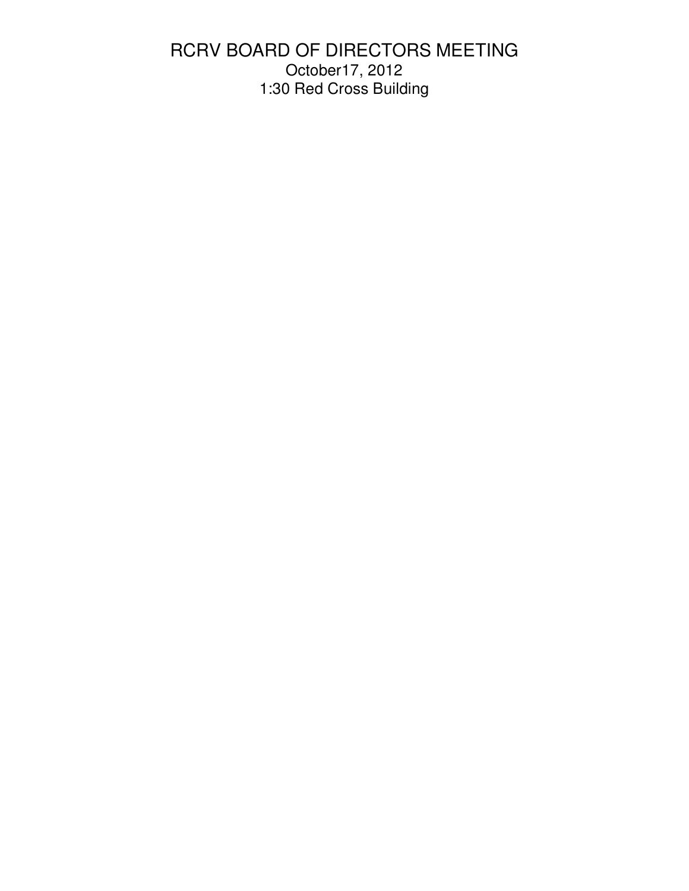# RCRV BOARD OF DIRECTORS MEETING

October17, 2012

1:30 Red Cross Building